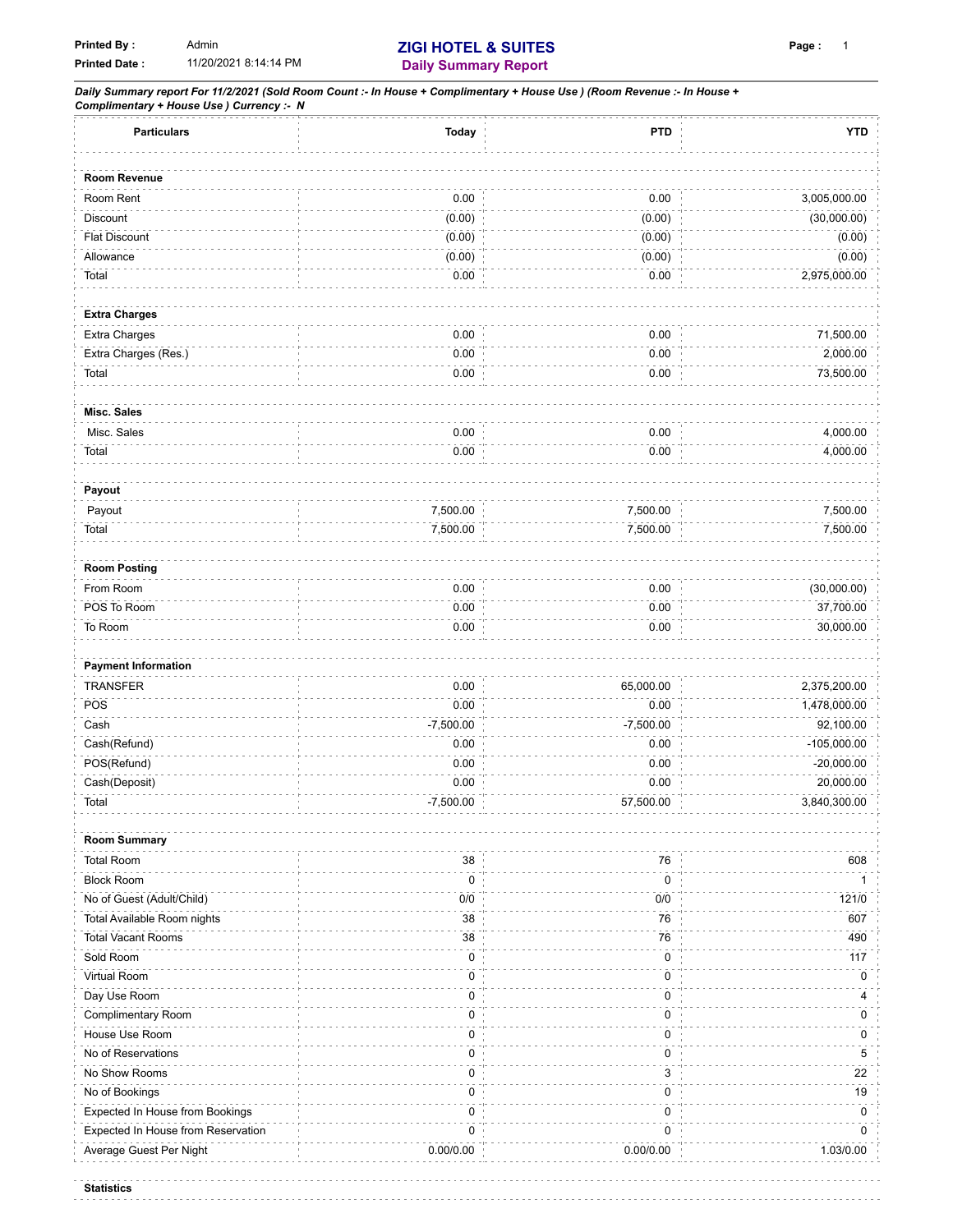Printed By : Admin
Printed Date : 11/20/2021 8:14:14 PM

# ZIGI HOTEL & SUITES

## Daily Summary Report

***Daily Summary report For 11/2/2021 (Sold Room Count :- In House + Complimentary + House Use ) (Room Revenue :- In House + Complimentary + House Use ) Currency :- N***

| Particulars | Today | PTD | YTD |
|---|---|---|---|
| **Room Revenue** | | | |
| Room Rent | 0.00 | 0.00 | 3,005,000.00 |
| Discount | (0.00) | (0.00) | (30,000.00) |
| Flat Discount | (0.00) | (0.00) | (0.00) |
| Allowance | (0.00) | (0.00) | (0.00) |
| Total | 0.00 | 0.00 | 2,975,000.00 |
| **Extra Charges** | | | |
| Extra Charges | 0.00 | 0.00 | 71,500.00 |
| Extra Charges (Res.) | 0.00 | 0.00 | 2,000.00 |
| Total | 0.00 | 0.00 | 73,500.00 |
| **Misc. Sales** | | | |
| Misc. Sales | 0.00 | 0.00 | 4,000.00 |
| Total | 0.00 | 0.00 | 4,000.00 |
| **Payout** | | | |
| Payout | 7,500.00 | 7,500.00 | 7,500.00 |
| Total | 7,500.00 | 7,500.00 | 7,500.00 |
| **Room Posting** | | | |
| From Room | 0.00 | 0.00 | (30,000.00) |
| POS To Room | 0.00 | 0.00 | 37,700.00 |
| To Room | 0.00 | 0.00 | 30,000.00 |
| **Payment Information** | | | |
| TRANSFER | 0.00 | 65,000.00 | 2,375,200.00 |
| POS | 0.00 | 0.00 | 1,478,000.00 |
| Cash | -7,500.00 | -7,500.00 | 92,100.00 |
| Cash(Refund) | 0.00 | 0.00 | -105,000.00 |
| POS(Refund) | 0.00 | 0.00 | -20,000.00 |
| Cash(Deposit) | 0.00 | 0.00 | 20,000.00 |
| Total | -7,500.00 | 57,500.00 | 3,840,300.00 |
| **Room Summary** | | | |
| Total Room | 38 | 76 | 608 |
| Block Room | 0 | 0 | 1 |
| No of Guest (Adult/Child) | 0/0 | 0/0 | 121/0 |
| Total Available Room nights | 38 | 76 | 607 |
| Total Vacant Rooms | 38 | 76 | 490 |
| Sold Room | 0 | 0 | 117 |
| Virtual Room | 0 | 0 | 0 |
| Day Use Room | 0 | 0 | 4 |
| Complimentary Room | 0 | 0 | 0 |
| House Use Room | 0 | 0 | 0 |
| No of Reservations | 0 | 0 | 5 |
| No Show Rooms | 0 | 3 | 22 |
| No of Bookings | 0 | 0 | 19 |
| Expected In House from Bookings | 0 | 0 | 0 |
| Expected In House from Reservation | 0 | 0 | 0 |
| Average Guest Per Night | 0.00/0.00 | 0.00/0.00 | 1.03/0.00 |
| **Statistics** | | | |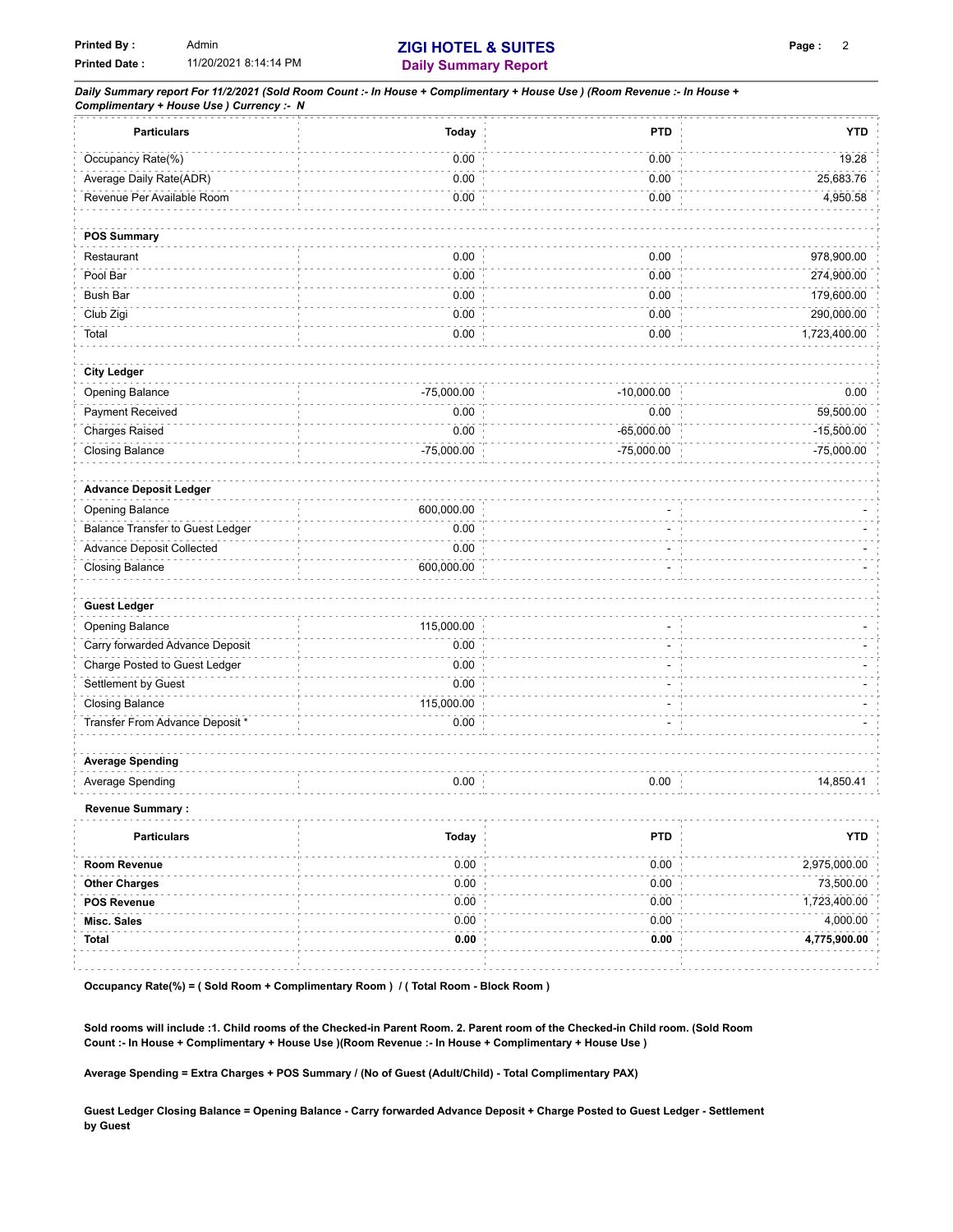**Printed By :** Admin
**Printed Date :** 11/20/2021 8:14:14 PM

# ZIGI HOTEL & SUITES
## Daily Summary Report

***Daily Summary report For 11/2/2021 (Sold Room Count :- In House + Complimentary + House Use ) (Room Revenue :- In House + Complimentary + House Use ) Currency :- N***

| Particulars | Today | PTD | YTD |
|---|---|---|---|
| Occupancy Rate(%) | 0.00 | 0.00 | 19.28 |
| Average Daily Rate(ADR) | 0.00 | 0.00 | 25,683.76 |
| Revenue Per Available Room | 0.00 | 0.00 | 4,950.58 |
| **POS Summary** | | | |
| Restaurant | 0.00 | 0.00 | 978,900.00 |
| Pool Bar | 0.00 | 0.00 | 274,900.00 |
| Bush Bar | 0.00 | 0.00 | 179,600.00 |
| Club Zigi | 0.00 | 0.00 | 290,000.00 |
| Total | 0.00 | 0.00 | 1,723,400.00 |
| **City Ledger** | | | |
| Opening Balance | -75,000.00 | -10,000.00 | 0.00 |
| Payment Received | 0.00 | 0.00 | 59,500.00 |
| Charges Raised | 0.00 | -65,000.00 | -15,500.00 |
| Closing Balance | -75,000.00 | -75,000.00 | -75,000.00 |
| **Advance Deposit Ledger** | | | |
| Opening Balance | 600,000.00 | - | - |
| Balance Transfer to Guest Ledger | 0.00 | - | - |
| Advance Deposit Collected | 0.00 | - | - |
| Closing Balance | 600,000.00 | - | - |
| **Guest Ledger** | | | |
| Opening Balance | 115,000.00 | - | - |
| Carry forwarded Advance Deposit | 0.00 | - | - |
| Charge Posted to Guest Ledger | 0.00 | - | - |
| Settlement by Guest | 0.00 | - | - |
| Closing Balance | 115,000.00 | - | - |
| Transfer From Advance Deposit * | 0.00 | - | - |
| **Average Spending** | | | |
| Average Spending | 0.00 | 0.00 | 14,850.41 |

**Revenue Summary :**

| Particulars | Today | PTD | YTD |
|---|---|---|---|
| **Room Revenue** | 0.00 | 0.00 | 2,975,000.00 |
| **Other Charges** | 0.00 | 0.00 | 73,500.00 |
| **POS Revenue** | 0.00 | 0.00 | 1,723,400.00 |
| **Misc. Sales** | 0.00 | 0.00 | 4,000.00 |
| **Total** | **0.00** | **0.00** | **4,775,900.00** |

**Occupancy Rate(%) = ( Sold Room + Complimentary Room ) / ( Total Room - Block Room )**

**Sold rooms will include :1. Child rooms of the Checked-in Parent Room. 2. Parent room of the Checked-in Child room. (Sold Room Count :- In House + Complimentary + House Use )(Room Revenue :- In House + Complimentary + House Use )**

**Average Spending = Extra Charges + POS Summary / (No of Guest (Adult/Child) - Total Complimentary PAX)**

**Guest Ledger Closing Balance = Opening Balance - Carry forwarded Advance Deposit + Charge Posted to Guest Ledger - Settlement by Guest**